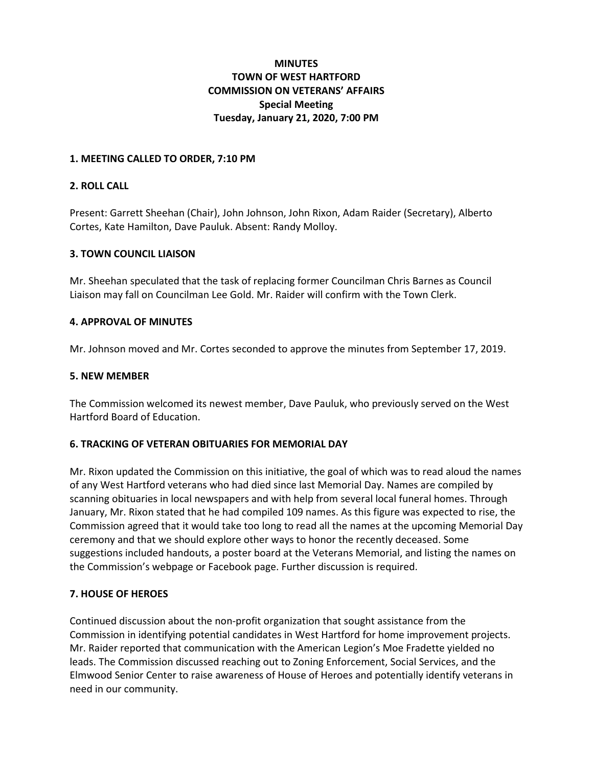# MINUTES
# TOWN OF WEST HARTFORD
# COMMISSION ON VETERANS' AFFAIRS
## Special Meeting
## Tuesday, January 21, 2020, 7:00 PM

### 1. MEETING CALLED TO ORDER, 7:10 PM

### 2. ROLL CALL

Present: Garrett Sheehan (Chair), John Johnson, John Rixon, Adam Raider (Secretary), Alberto Cortes, Kate Hamilton, Dave Pauluk. Absent: Randy Molloy.

### 3. TOWN COUNCIL LIAISON

Mr. Sheehan speculated that the task of replacing former Councilman Chris Barnes as Council Liaison may fall on Councilman Lee Gold. Mr. Raider will confirm with the Town Clerk.

### 4. APPROVAL OF MINUTES

Mr. Johnson moved and Mr. Cortes seconded to approve the minutes from September 17, 2019.

### 5. NEW MEMBER

The Commission welcomed its newest member, Dave Pauluk, who previously served on the West Hartford Board of Education.

### 6. TRACKING OF VETERAN OBITUARIES FOR MEMORIAL DAY

Mr. Rixon updated the Commission on this initiative, the goal of which was to read aloud the names of any West Hartford veterans who had died since last Memorial Day. Names are compiled by scanning obituaries in local newspapers and with help from several local funeral homes. Through January, Mr. Rixon stated that he had compiled 109 names. As this figure was expected to rise, the Commission agreed that it would take too long to read all the names at the upcoming Memorial Day ceremony and that we should explore other ways to honor the recently deceased. Some suggestions included handouts, a poster board at the Veterans Memorial, and listing the names on the Commission's webpage or Facebook page. Further discussion is required.

### 7. HOUSE OF HEROES

Continued discussion about the non-profit organization that sought assistance from the Commission in identifying potential candidates in West Hartford for home improvement projects. Mr. Raider reported that communication with the American Legion's Moe Fradette yielded no leads. The Commission discussed reaching out to Zoning Enforcement, Social Services, and the Elmwood Senior Center to raise awareness of House of Heroes and potentially identify veterans in need in our community.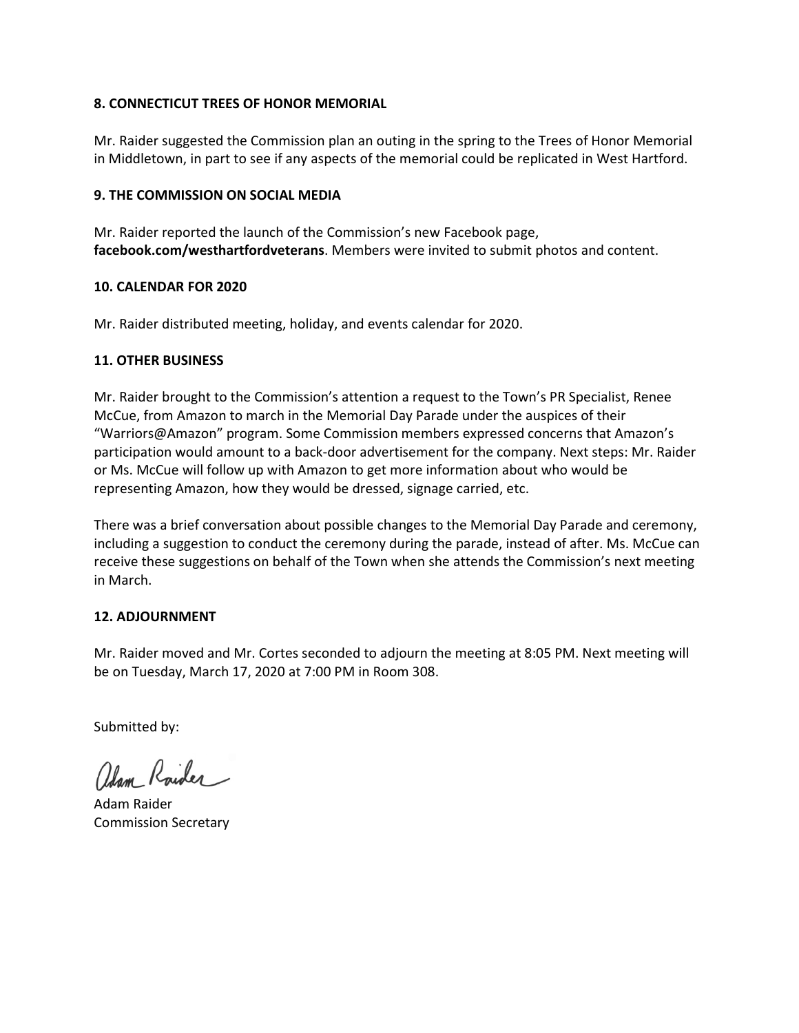**8. CONNECTICUT TREES OF HONOR MEMORIAL**

Mr. Raider suggested the Commission plan an outing in the spring to the Trees of Honor Memorial in Middletown, in part to see if any aspects of the memorial could be replicated in West Hartford.

**9. THE COMMISSION ON SOCIAL MEDIA**

Mr. Raider reported the launch of the Commission's new Facebook page, **facebook.com/westhartfordveterans**. Members were invited to submit photos and content.

**10. CALENDAR FOR 2020**

Mr. Raider distributed meeting, holiday, and events calendar for 2020.

**11. OTHER BUSINESS**

Mr. Raider brought to the Commission's attention a request to the Town's PR Specialist, Renee McCue, from Amazon to march in the Memorial Day Parade under the auspices of their "Warriors@Amazon" program. Some Commission members expressed concerns that Amazon's participation would amount to a back-door advertisement for the company. Next steps: Mr. Raider or Ms. McCue will follow up with Amazon to get more information about who would be representing Amazon, how they would be dressed, signage carried, etc.

There was a brief conversation about possible changes to the Memorial Day Parade and ceremony, including a suggestion to conduct the ceremony during the parade, instead of after. Ms. McCue can receive these suggestions on behalf of the Town when she attends the Commission's next meeting in March.

**12. ADJOURNMENT**

Mr. Raider moved and Mr. Cortes seconded to adjourn the meeting at 8:05 PM. Next meeting will be on Tuesday, March 17, 2020 at 7:00 PM in Room 308.

Submitted by:

Adam Raider
Commission Secretary